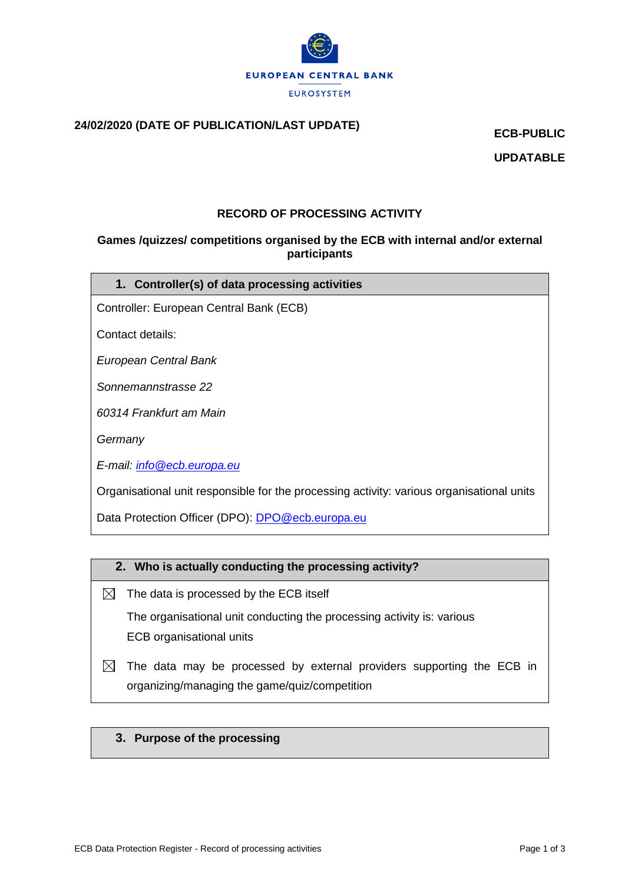**EUROPEAN CENTRAL BANK**

EUROSYSTEM

**24/02/2020 (DATE OF PUBLICATION/LAST UPDATE)**

**ECB-PUBLIC**

**UPDATABLE**

## RECORD OF PROCESSING ACTIVITY

### Games /quizzes/ competitions organised by the ECB with internal and/or external participants

### 1. Controller(s) of data processing activities

Controller: European Central Bank (ECB)

Contact details:

*European Central Bank*

*Sonnemannstrasse 22*

*60314 Frankfurt am Main*

*Germany*

*E-mail: info@ecb.europa.eu*

Organisational unit responsible for the processing activity: various organisational units

Data Protection Officer (DPO): DPO@ecb.europa.eu

### 2. Who is actually conducting the processing activity?

☒ The data is processed by the ECB itself

The organisational unit conducting the processing activity is: various ECB organisational units

☒ The data may be processed by external providers supporting the ECB in organizing/managing the game/quiz/competition

### 3. Purpose of the processing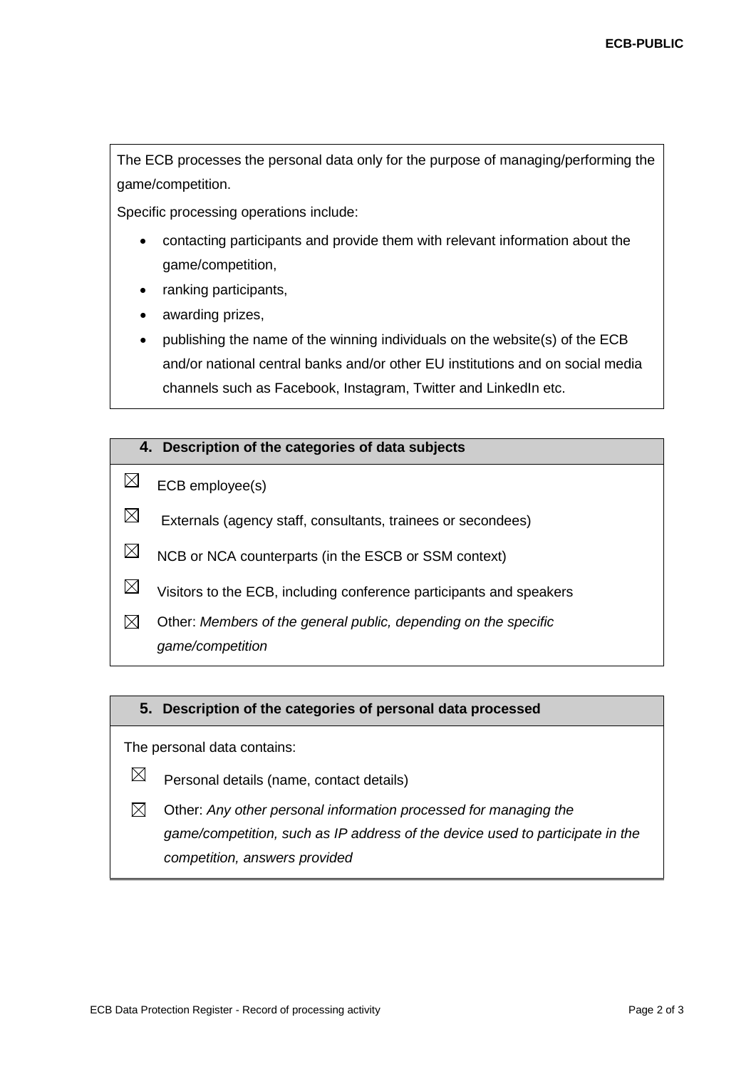The ECB processes the personal data only for the purpose of managing/performing the game/competition.

Specific processing operations include:

- contacting participants and provide them with relevant information about the game/competition,
- ranking participants,
- awarding prizes,
- publishing the name of the winning individuals on the website(s) of the ECB and/or national central banks and/or other EU institutions and on social media channels such as Facebook, Instagram, Twitter and LinkedIn etc.

## 4. Description of the categories of data subjects

- ☒ ECB employee(s)
- ☒ Externals (agency staff, consultants, trainees or secondees)
- ☒ NCB or NCA counterparts (in the ESCB or SSM context)
- ☒ Visitors to the ECB, including conference participants and speakers
- ☒ Other: *Members of the general public, depending on the specific game/competition*

## 5. Description of the categories of personal data processed

The personal data contains:

- ☒ Personal details (name, contact details)
- ☒ Other: *Any other personal information processed for managing the game/competition, such as IP address of the device used to participate in the competition, answers provided*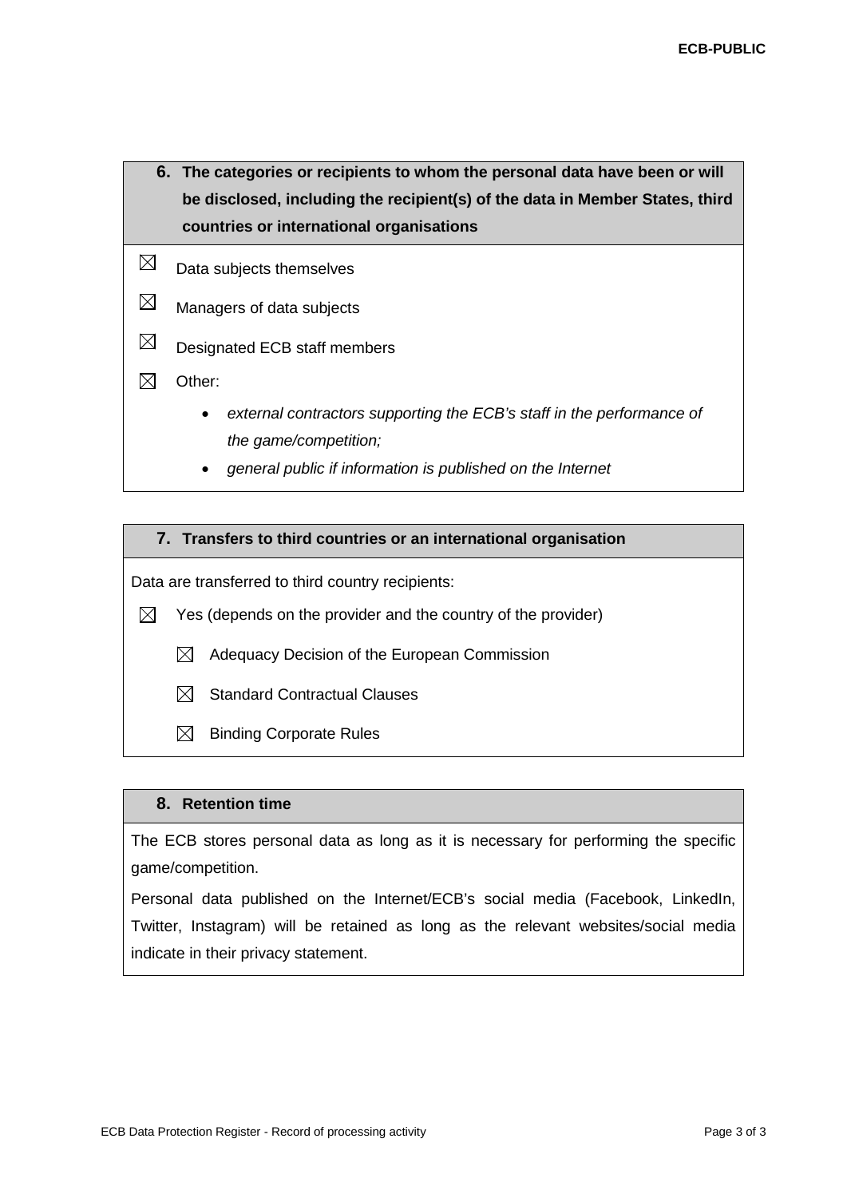## 6. The categories or recipients to whom the personal data have been or will be disclosed, including the recipient(s) of the data in Member States, third countries or international organisations

☒ Data subjects themselves

☒ Managers of data subjects

☒ Designated ECB staff members

☒ Other:

- *external contractors supporting the ECB's staff in the performance of the game/competition;*
- *general public if information is published on the Internet*

## 7. Transfers to third countries or an international organisation

Data are transferred to third country recipients:

☒ Yes (depends on the provider and the country of the provider)

- ☒ Adequacy Decision of the European Commission
- ☒ Standard Contractual Clauses
- ☒ Binding Corporate Rules

## 8. Retention time

The ECB stores personal data as long as it is necessary for performing the specific game/competition.

Personal data published on the Internet/ECB's social media (Facebook, LinkedIn, Twitter, Instagram) will be retained as long as the relevant websites/social media indicate in their privacy statement.